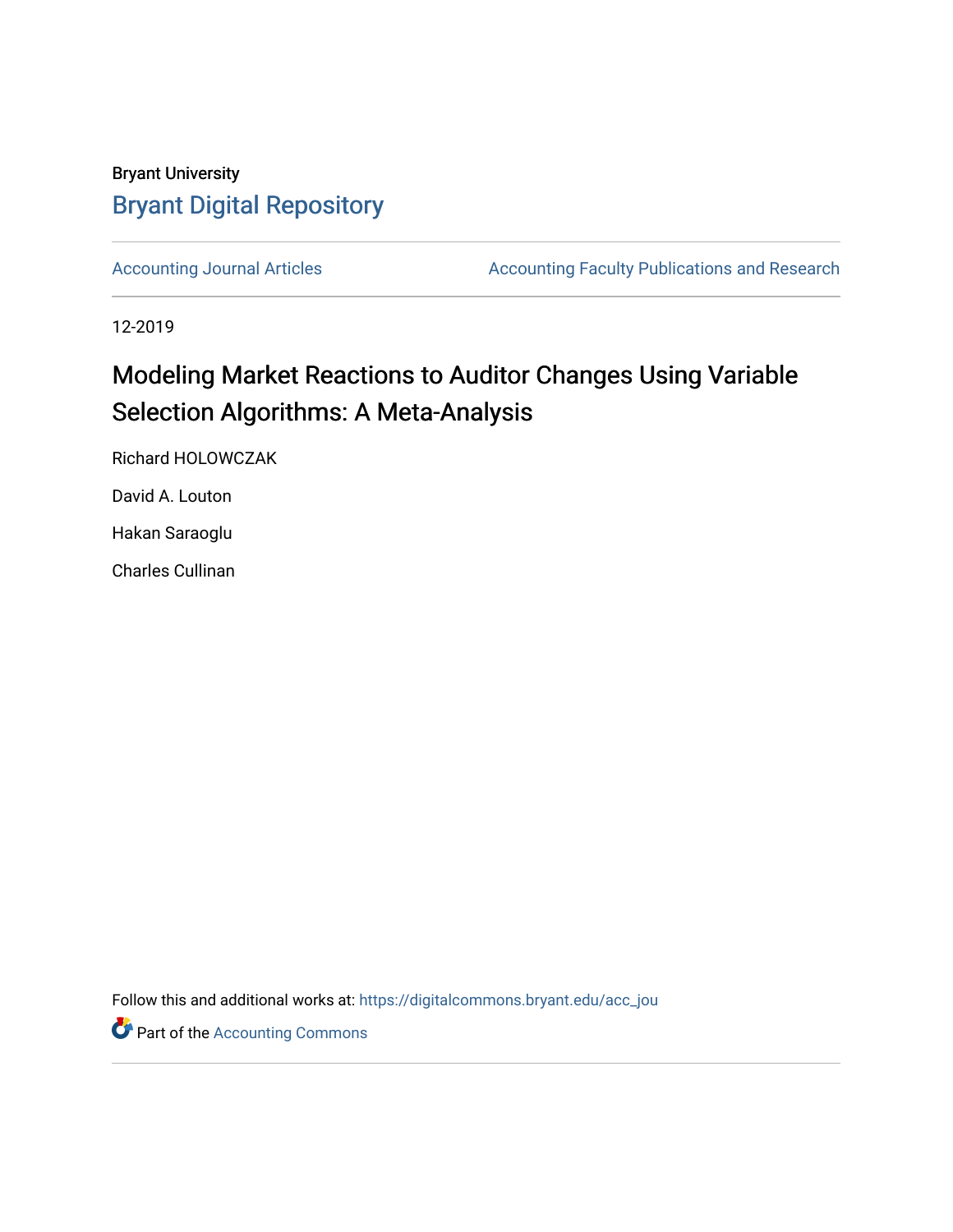Bryant University

# Bryant Digital Repository

Accounting Journal Articles | Accounting Faculty Publications and Research

12-2019

# Modeling Market Reactions to Auditor Changes Using Variable Selection Algorithms: A Meta-Analysis

Richard HOLOWCZAK

David A. Louton

Hakan Saraoglu

Charles Cullinan

Follow this and additional works at: https://digitalcommons.bryant.edu/acc_jou

Part of the Accounting Commons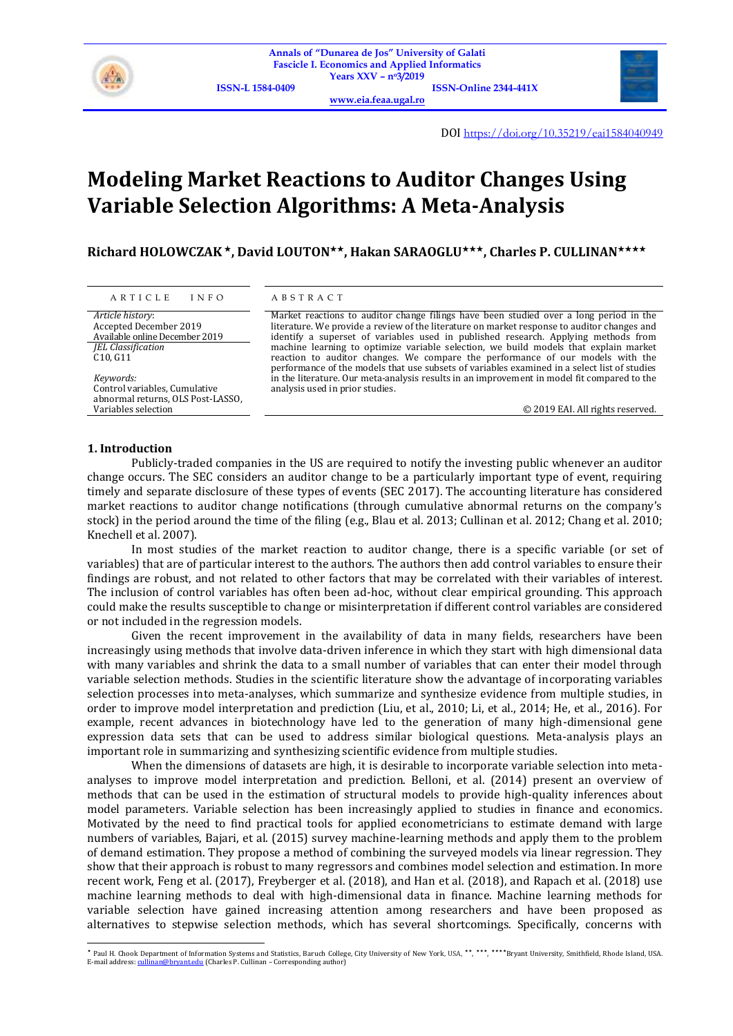# Modeling Market Reactions to Auditor Changes Using Variable Selection Algorithms: A Meta-Analysis

**Richard HOLOWCZAK\*, David LOUTON\*\*, Hakan SARAOGLU\*\*\*, Charles P. CULLINAN\*\*\*\***

| ARTICLE INFO | ABSTRACT |
|---|---|
| *Article history*: Accepted December 2019 Available online December 2019 *JEL Classification* C10, G11 *Keywords:* Control variables, Cumulative abnormal returns, OLS Post-LASSO, Variables selection | Market reactions to auditor change filings have been studied over a long period in the literature. We provide a review of the literature on market response to auditor changes and identify a superset of variables used in published research. Applying methods from machine learning to optimize variable selection, we build models that explain market reaction to auditor changes. We compare the performance of our models with the performance of the models that use subsets of variables examined in a select list of studies in the literature. Our meta-analysis results in an improvement in model fit compared to the analysis used in prior studies. © 2019 EAI. All rights reserved. |

## 1. Introduction

Publicly-traded companies in the US are required to notify the investing public whenever an auditor change occurs. The SEC considers an auditor change to be a particularly important type of event, requiring timely and separate disclosure of these types of events (SEC 2017). The accounting literature has considered market reactions to auditor change notifications (through cumulative abnormal returns on the company's stock) in the period around the time of the filing (e.g., Blau et al. 2013; Cullinan et al. 2012; Chang et al. 2010; Knechell et al. 2007).

In most studies of the market reaction to auditor change, there is a specific variable (or set of variables) that are of particular interest to the authors. The authors then add control variables to ensure their findings are robust, and not related to other factors that may be correlated with their variables of interest. The inclusion of control variables has often been ad-hoc, without clear empirical grounding. This approach could make the results susceptible to change or misinterpretation if different control variables are considered or not included in the regression models.

Given the recent improvement in the availability of data in many fields, researchers have been increasingly using methods that involve data-driven inference in which they start with high dimensional data with many variables and shrink the data to a small number of variables that can enter their model through variable selection methods. Studies in the scientific literature show the advantage of incorporating variables selection processes into meta-analyses, which summarize and synthesize evidence from multiple studies, in order to improve model interpretation and prediction (Liu, et al., 2010; Li, et al., 2014; He, et al., 2016). For example, recent advances in biotechnology have led to the generation of many high-dimensional gene expression data sets that can be used to address similar biological questions. Meta-analysis plays an important role in summarizing and synthesizing scientific evidence from multiple studies.

When the dimensions of datasets are high, it is desirable to incorporate variable selection into meta-analyses to improve model interpretation and prediction. Belloni, et al. (2014) present an overview of methods that can be used in the estimation of structural models to provide high-quality inferences about model parameters. Variable selection has been increasingly applied to studies in finance and economics. Motivated by the need to find practical tools for applied econometricians to estimate demand with large numbers of variables, Bajari, et al. (2015) survey machine-learning methods and apply them to the problem of demand estimation. They propose a method of combining the surveyed models via linear regression. They show that their approach is robust to many regressors and combines model selection and estimation. In more recent work, Feng et al. (2017), Freyberger et al. (2018), and Han et al. (2018), and Rapach et al. (2018) use machine learning methods to deal with high-dimensional data in finance. Machine learning methods for variable selection have gained increasing attention among researchers and have been proposed as alternatives to stepwise selection methods, which has several shortcomings. Specifically, concerns with

---

\* Paul H. Chook Department of Information Systems and Statistics, Baruch College, City University of New York, USA, \*\*, \*\*\*, \*\*\*\*Bryant University, Smithfield, Rhode Island, USA. E-mail address: cullinan@bryant.edu (Charles P. Cullinan – Corresponding author)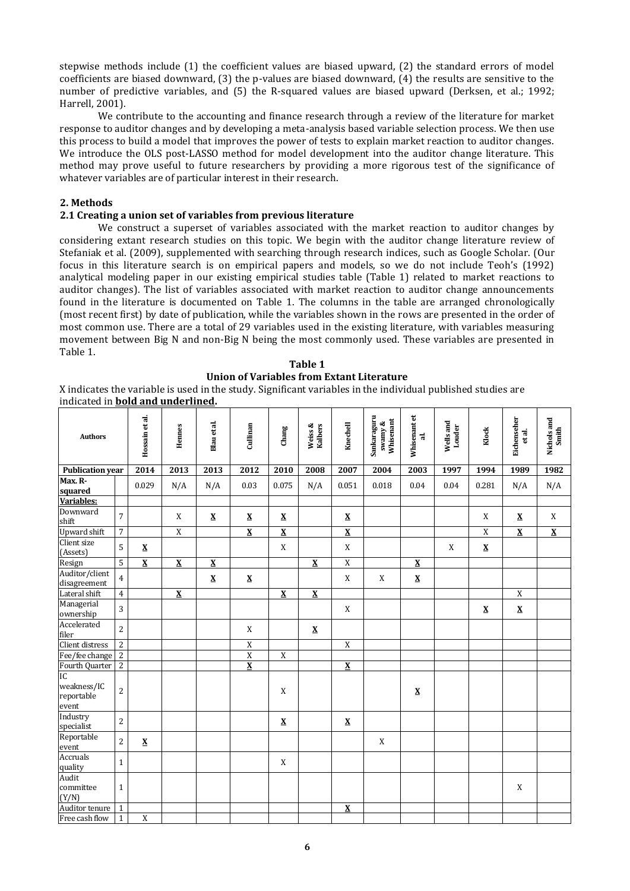stepwise methods include (1) the coefficient values are biased upward, (2) the standard errors of model coefficients are biased downward, (3) the p-values are biased downward, (4) the results are sensitive to the number of predictive variables, and (5) the R-squared values are biased upward (Derksen, et al.; 1992; Harrell, 2001).

We contribute to the accounting and finance research through a review of the literature for market response to auditor changes and by developing a meta-analysis based variable selection process. We then use this process to build a model that improves the power of tests to explain market reaction to auditor changes. We introduce the OLS post-LASSO method for model development into the auditor change literature. This method may prove useful to future researchers by providing a more rigorous test of the significance of whatever variables are of particular interest in their research.

## 2. Methods

### 2.1 Creating a union set of variables from previous literature

We construct a superset of variables associated with the market reaction to auditor changes by considering extant research studies on this topic. We begin with the auditor change literature review of Stefaniak et al. (2009), supplemented with searching through research indices, such as Google Scholar. (Our focus in this literature search is on empirical papers and models, so we do not include Teoh's (1992) analytical modeling paper in our existing empirical studies table (Table 1) related to market reactions to auditor changes). The list of variables associated with market reaction to auditor change announcements found in the literature is documented on Table 1. The columns in the table are arranged chronologically (most recent first) by date of publication, while the variables shown in the rows are presented in the order of most common use. There are a total of 29 variables used in the existing literature, with variables measuring movement between Big N and non-Big N being the most commonly used. These variables are presented in Table 1.

**Table 1**
**Union of Variables from Extant Literature**

X indicates the variable is used in the study. Significant variables in the individual published studies are indicated in **<u>bold and underlined</u>**.

| Authors | | Hossain et al. | Hennes | Blau et al. | Cullinan | Chang | Weiss & Kalbers | Knechel | Sankaraguruswamy & Whisenant | Whisenant et al. | Wells and Louder | Klock | Eichenseher et al. | Nichols and Smith |
|---|---|---|---|---|---|---|---|---|---|---|---|---|---|---|
| **Publication year** | | **2014** | **2013** | **2013** | **2012** | **2010** | **2008** | **2007** | **2004** | **2003** | **1997** | **1994** | **1989** | **1982** |
| **Max. R-squared** | | 0.029 | N/A | N/A | 0.03 | 0.075 | N/A | 0.051 | 0.018 | 0.04 | 0.04 | 0.281 | N/A | N/A |
| **<u>Variables:</u>** | | | | | | | | | | | | | | |
| Downward shift | 7 | | X | **<u>X</u>** | **<u>X</u>** | **<u>X</u>** | | **<u>X</u>** | | | | X | **<u>X</u>** | X |
| Upward shift | 7 | | X | | **<u>X</u>** | **<u>X</u>** | | **<u>X</u>** | | | | X | **<u>X</u>** | **<u>X</u>** |
| Client size (Assets) | 5 | **<u>X</u>** | | | | X | | X | | | X | **<u>X</u>** | | |
| Resign | 5 | **<u>X</u>** | **<u>X</u>** | **<u>X</u>** | | | **<u>X</u>** | X | | **<u>X</u>** | | | | |
| Auditor/client disagreement | 4 | | | **<u>X</u>** | **<u>X</u>** | | | X | X | **<u>X</u>** | | | | |
| Lateral shift | 4 | | **<u>X</u>** | | | **<u>X</u>** | **<u>X</u>** | | | | | | X | |
| Managerial ownership | 3 | | | | | | | X | | | | **<u>X</u>** | **<u>X</u>** | |
| Accelerated filer | 2 | | | | X | | **<u>X</u>** | | | | | | | |
| Client distress | 2 | | | | X | | | X | | | | | | |
| Fee/fee change | 2 | | | | X | X | | | | | | | | |
| Fourth Quarter | 2 | | | | **<u>X</u>** | | | **<u>X</u>** | | | | | | |
| IC weakness/IC reportable event | 2 | | | | | X | | | | **<u>X</u>** | | | | |
| Industry specialist | 2 | | | | | **<u>X</u>** | | **<u>X</u>** | | | | | | |
| Reportable event | 2 | **<u>X</u>** | | | | | | | X | | | | | |
| Accruals quality | 1 | | | | | X | | | | | | | | |
| Audit committee (Y/N) | 1 | | | | | | | | | | | | X | |
| Auditor tenure | 1 | | | | | | | **<u>X</u>** | | | | | | |
| Free cash flow | 1 | X | | | | | | | | | | | | |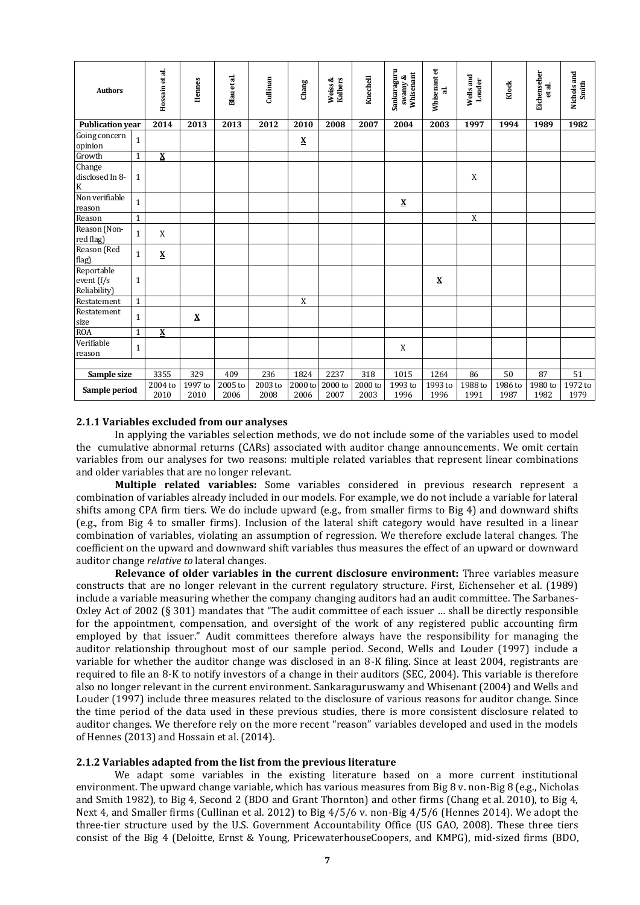| Authors | | Hossain et al. | Hennes | Blau et al. | Cullinan | Chang | Weiss & Kalbers | Knechell | Sankaraguruswamy & Whisenant | Whisenant et al. | Wells and Louder | Klock | Eichenseher et al. | Nichols and Smith |
|---|---|---|---|---|---|---|---|---|---|---|---|---|---|---|
| **Publication year** | | **2014** | **2013** | **2013** | **2012** | **2010** | **2008** | **2007** | **2004** | **2003** | **1997** | **1994** | **1989** | **1982** |
| Going concern opinion | 1 | | | | | **X** | | | | | | | | |
| Growth | 1 | **X** | | | | | | | | | | | | |
| Change disclosed In 8-K | 1 | | | | | | | | | | X | | | |
| Non verifiable reason | 1 | | | | | | | | **X** | | | | | |
| Reason | 1 | | | | | | | | | | X | | | |
| Reason (Non-red flag) | 1 | X | | | | | | | | | | | | |
| Reason (Red flag) | 1 | **X** | | | | | | | | | | | | |
| Reportable event (f/s Reliability) | 1 | | | | | | | | | **X** | | | | |
| Restatement | 1 | | | | | X | | | | | | | | |
| Restatement size | 1 | | **X** | | | | | | | | | | | |
| ROA | 1 | **X** | | | | | | | | | | | | |
| Verifiable reason | 1 | | | | | | | | X | | | | | |
| | | | | | | | | | | | | | | |
| **Sample size** | | 3355 | 329 | 409 | 236 | 1824 | 2237 | 318 | 1015 | 1264 | 86 | 50 | 87 | 51 |
| **Sample period** | | 2004 to 2010 | 1997 to 2010 | 2005 to 2006 | 2003 to 2008 | 2000 to 2006 | 2000 to 2007 | 2000 to 2003 | 1993 to 1996 | 1993 to 1996 | 1988 to 1991 | 1986 to 1987 | 1980 to 1982 | 1972 to 1979 |

### 2.1.1 Variables excluded from our analyses

In applying the variables selection methods, we do not include some of the variables used to model the cumulative abnormal returns (CARs) associated with auditor change announcements. We omit certain variables from our analyses for two reasons: multiple related variables that represent linear combinations and older variables that are no longer relevant.

**Multiple related variables:** Some variables considered in previous research represent a combination of variables already included in our models. For example, we do not include a variable for lateral shifts among CPA firm tiers. We do include upward (e.g., from smaller firms to Big 4) and downward shifts (e.g., from Big 4 to smaller firms). Inclusion of the lateral shift category would have resulted in a linear combination of variables, violating an assumption of regression. We therefore exclude lateral changes. The coefficient on the upward and downward shift variables thus measures the effect of an upward or downward auditor change *relative to* lateral changes.

**Relevance of older variables in the current disclosure environment:** Three variables measure constructs that are no longer relevant in the current regulatory structure. First, Eichenseher et al. (1989) include a variable measuring whether the company changing auditors had an audit committee. The Sarbanes-Oxley Act of 2002 (§ 301) mandates that "The audit committee of each issuer … shall be directly responsible for the appointment, compensation, and oversight of the work of any registered public accounting firm employed by that issuer." Audit committees therefore always have the responsibility for managing the auditor relationship throughout most of our sample period. Second, Wells and Louder (1997) include a variable for whether the auditor change was disclosed in an 8-K filing. Since at least 2004, registrants are required to file an 8-K to notify investors of a change in their auditors (SEC, 2004). This variable is therefore also no longer relevant in the current environment. Sankaraguruswamy and Whisenant (2004) and Wells and Louder (1997) include three measures related to the disclosure of various reasons for auditor change. Since the time period of the data used in these previous studies, there is more consistent disclosure related to auditor changes. We therefore rely on the more recent "reason" variables developed and used in the models of Hennes (2013) and Hossain et al. (2014).

### 2.1.2 Variables adapted from the list from the previous literature

We adapt some variables in the existing literature based on a more current institutional environment. The upward change variable, which has various measures from Big 8 v. non-Big 8 (e.g., Nicholas and Smith 1982), to Big 4, Second 2 (BDO and Grant Thornton) and other firms (Chang et al. 2010), to Big 4, Next 4, and Smaller firms (Cullinan et al. 2012) to Big 4/5/6 v. non-Big 4/5/6 (Hennes 2014). We adopt the three-tier structure used by the U.S. Government Accountability Office (US GAO, 2008). These three tiers consist of the Big 4 (Deloitte, Ernst & Young, PricewaterhouseCoopers, and KPMG), mid-sized firms (BDO,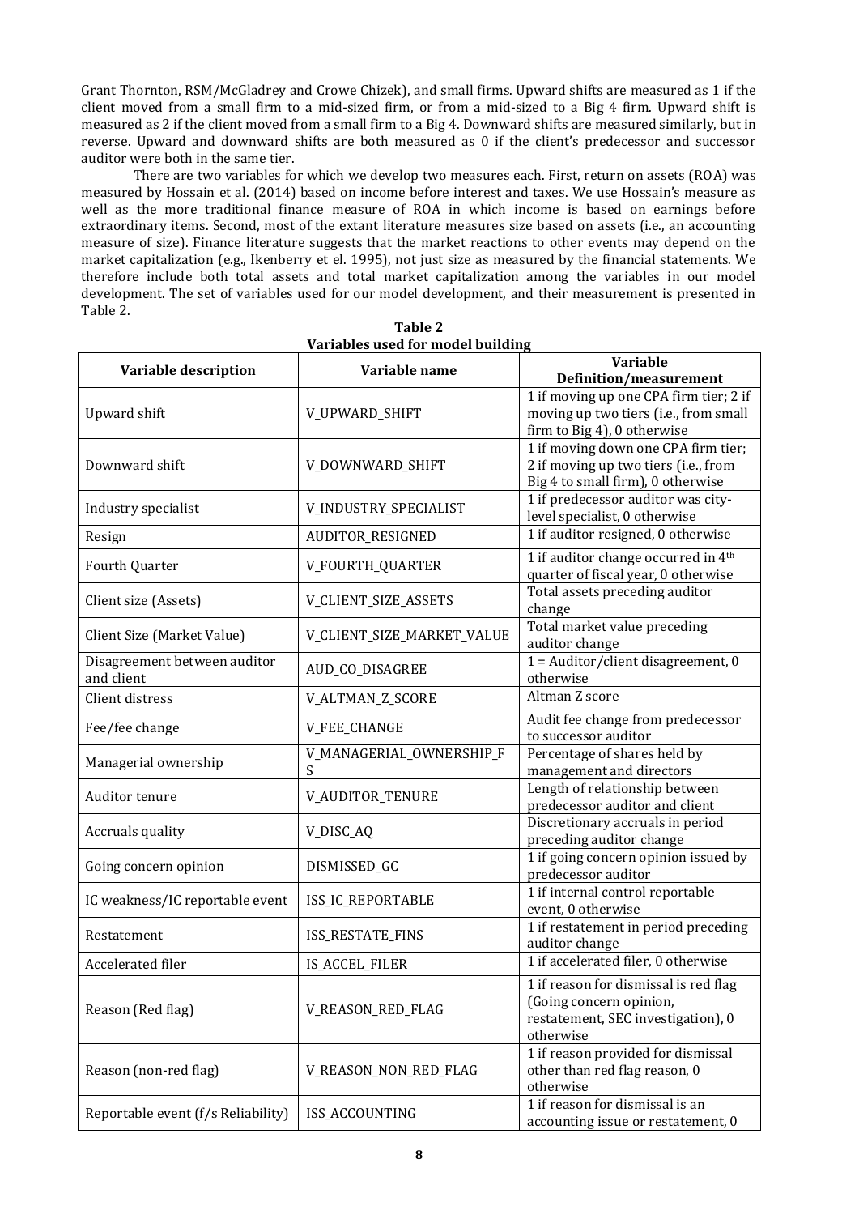Grant Thornton, RSM/McGladrey and Crowe Chizek), and small firms. Upward shifts are measured as 1 if the client moved from a small firm to a mid-sized firm, or from a mid-sized to a Big 4 firm. Upward shift is measured as 2 if the client moved from a small firm to a Big 4. Downward shifts are measured similarly, but in reverse. Upward and downward shifts are both measured as 0 if the client's predecessor and successor auditor were both in the same tier.

There are two variables for which we develop two measures each. First, return on assets (ROA) was measured by Hossain et al. (2014) based on income before interest and taxes. We use Hossain's measure as well as the more traditional finance measure of ROA in which income is based on earnings before extraordinary items. Second, most of the extant literature measures size based on assets (i.e., an accounting measure of size). Finance literature suggests that the market reactions to other events may depend on the market capitalization (e.g., Ikenberry et el. 1995), not just size as measured by the financial statements. We therefore include both total assets and total market capitalization among the variables in our model development. The set of variables used for our model development, and their measurement is presented in Table 2.

**Table 2**
**Variables used for model building**

| Variable description | Variable name | Variable Definition/measurement |
|---|---|---|
| Upward shift | V_UPWARD_SHIFT | 1 if moving up one CPA firm tier; 2 if moving up two tiers (i.e., from small firm to Big 4), 0 otherwise |
| Downward shift | V_DOWNWARD_SHIFT | 1 if moving down one CPA firm tier; 2 if moving up two tiers (i.e., from Big 4 to small firm), 0 otherwise |
| Industry specialist | V_INDUSTRY_SPECIALIST | 1 if predecessor auditor was city-level specialist, 0 otherwise |
| Resign | AUDITOR_RESIGNED | 1 if auditor resigned, 0 otherwise |
| Fourth Quarter | V_FOURTH_QUARTER | 1 if auditor change occurred in 4th quarter of fiscal year, 0 otherwise |
| Client size (Assets) | V_CLIENT_SIZE_ASSETS | Total assets preceding auditor change |
| Client Size (Market Value) | V_CLIENT_SIZE_MARKET_VALUE | Total market value preceding auditor change |
| Disagreement between auditor and client | AUD_CO_DISAGREE | 1 = Auditor/client disagreement, 0 otherwise |
| Client distress | V_ALTMAN_Z_SCORE | Altman Z score |
| Fee/fee change | V_FEE_CHANGE | Audit fee change from predecessor to successor auditor |
| Managerial ownership | V_MANAGERIAL_OWNERSHIP_FS | Percentage of shares held by management and directors |
| Auditor tenure | V_AUDITOR_TENURE | Length of relationship between predecessor auditor and client |
| Accruals quality | V_DISC_AQ | Discretionary accruals in period preceding auditor change |
| Going concern opinion | DISMISSED_GC | 1 if going concern opinion issued by predecessor auditor |
| IC weakness/IC reportable event | ISS_IC_REPORTABLE | 1 if internal control reportable event, 0 otherwise |
| Restatement | ISS_RESTATE_FINS | 1 if restatement in period preceding auditor change |
| Accelerated filer | IS_ACCEL_FILER | 1 if accelerated filer, 0 otherwise |
| Reason (Red flag) | V_REASON_RED_FLAG | 1 if reason for dismissal is red flag (Going concern opinion, restatement, SEC investigation), 0 otherwise |
| Reason (non-red flag) | V_REASON_NON_RED_FLAG | 1 if reason provided for dismissal other than red flag reason, 0 otherwise |
| Reportable event (f/s Reliability) | ISS_ACCOUNTING | 1 if reason for dismissal is an accounting issue or restatement, 0 |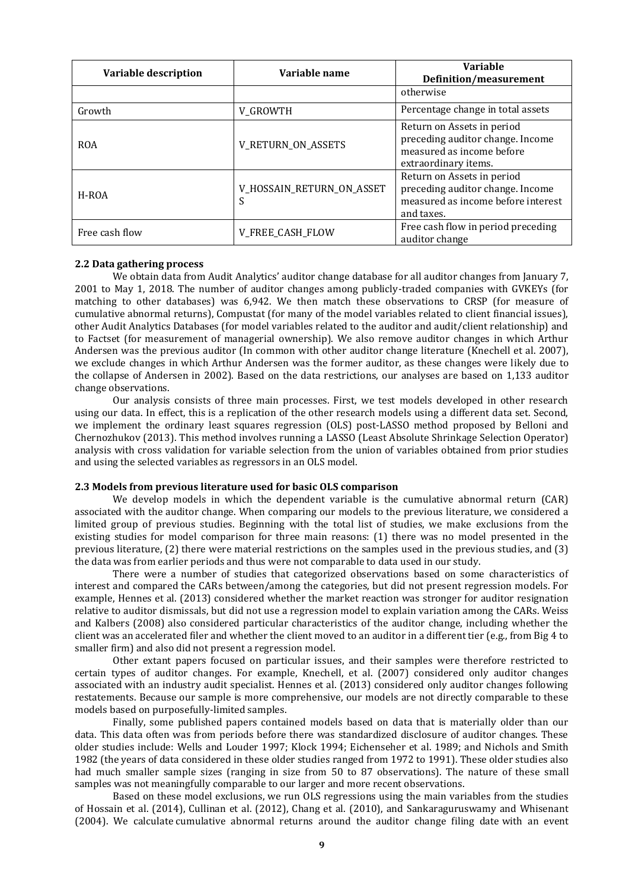| Variable description | Variable name | Variable Definition/measurement |
|---|---|---|
| | | otherwise |
| Growth | V_GROWTH | Percentage change in total assets |
| ROA | V_RETURN_ON_ASSETS | Return on Assets in period preceding auditor change. Income measured as income before extraordinary items. |
| H-ROA | V_HOSSAIN_RETURN_ON_ASSETS | Return on Assets in period preceding auditor change. Income measured as income before interest and taxes. |
| Free cash flow | V_FREE_CASH_FLOW | Free cash flow in period preceding auditor change |

### 2.2 Data gathering process

We obtain data from Audit Analytics' auditor change database for all auditor changes from January 7, 2001 to May 1, 2018. The number of auditor changes among publicly-traded companies with GVKEYs (for matching to other databases) was 6,942. We then match these observations to CRSP (for measure of cumulative abnormal returns), Compustat (for many of the model variables related to client financial issues), other Audit Analytics Databases (for model variables related to the auditor and audit/client relationship) and to Factset (for measurement of managerial ownership). We also remove auditor changes in which Arthur Andersen was the previous auditor (In common with other auditor change literature (Knechell et al. 2007), we exclude changes in which Arthur Andersen was the former auditor, as these changes were likely due to the collapse of Andersen in 2002). Based on the data restrictions, our analyses are based on 1,133 auditor change observations.

Our analysis consists of three main processes. First, we test models developed in other research using our data. In effect, this is a replication of the other research models using a different data set. Second, we implement the ordinary least squares regression (OLS) post-LASSO method proposed by Belloni and Chernozhukov (2013). This method involves running a LASSO (Least Absolute Shrinkage Selection Operator) analysis with cross validation for variable selection from the union of variables obtained from prior studies and using the selected variables as regressors in an OLS model.

### 2.3 Models from previous literature used for basic OLS comparison

We develop models in which the dependent variable is the cumulative abnormal return (CAR) associated with the auditor change. When comparing our models to the previous literature, we considered a limited group of previous studies. Beginning with the total list of studies, we make exclusions from the existing studies for model comparison for three main reasons: (1) there was no model presented in the previous literature, (2) there were material restrictions on the samples used in the previous studies, and (3) the data was from earlier periods and thus were not comparable to data used in our study.

There were a number of studies that categorized observations based on some characteristics of interest and compared the CARs between/among the categories, but did not present regression models. For example, Hennes et al. (2013) considered whether the market reaction was stronger for auditor resignation relative to auditor dismissals, but did not use a regression model to explain variation among the CARs. Weiss and Kalbers (2008) also considered particular characteristics of the auditor change, including whether the client was an accelerated filer and whether the client moved to an auditor in a different tier (e.g., from Big 4 to smaller firm) and also did not present a regression model.

Other extant papers focused on particular issues, and their samples were therefore restricted to certain types of auditor changes. For example, Knechell, et al. (2007) considered only auditor changes associated with an industry audit specialist. Hennes et al. (2013) considered only auditor changes following restatements. Because our sample is more comprehensive, our models are not directly comparable to these models based on purposefully-limited samples.

Finally, some published papers contained models based on data that is materially older than our data. This data often was from periods before there was standardized disclosure of auditor changes. These older studies include: Wells and Louder 1997; Klock 1994; Eichenseher et al. 1989; and Nichols and Smith 1982 (the years of data considered in these older studies ranged from 1972 to 1991). These older studies also had much smaller sample sizes (ranging in size from 50 to 87 observations). The nature of these small samples was not meaningfully comparable to our larger and more recent observations.

Based on these model exclusions, we run OLS regressions using the main variables from the studies of Hossain et al. (2014), Cullinan et al. (2012), Chang et al. (2010), and Sankaraguruswamy and Whisenant (2004). We calculate cumulative abnormal returns around the auditor change filing date with an event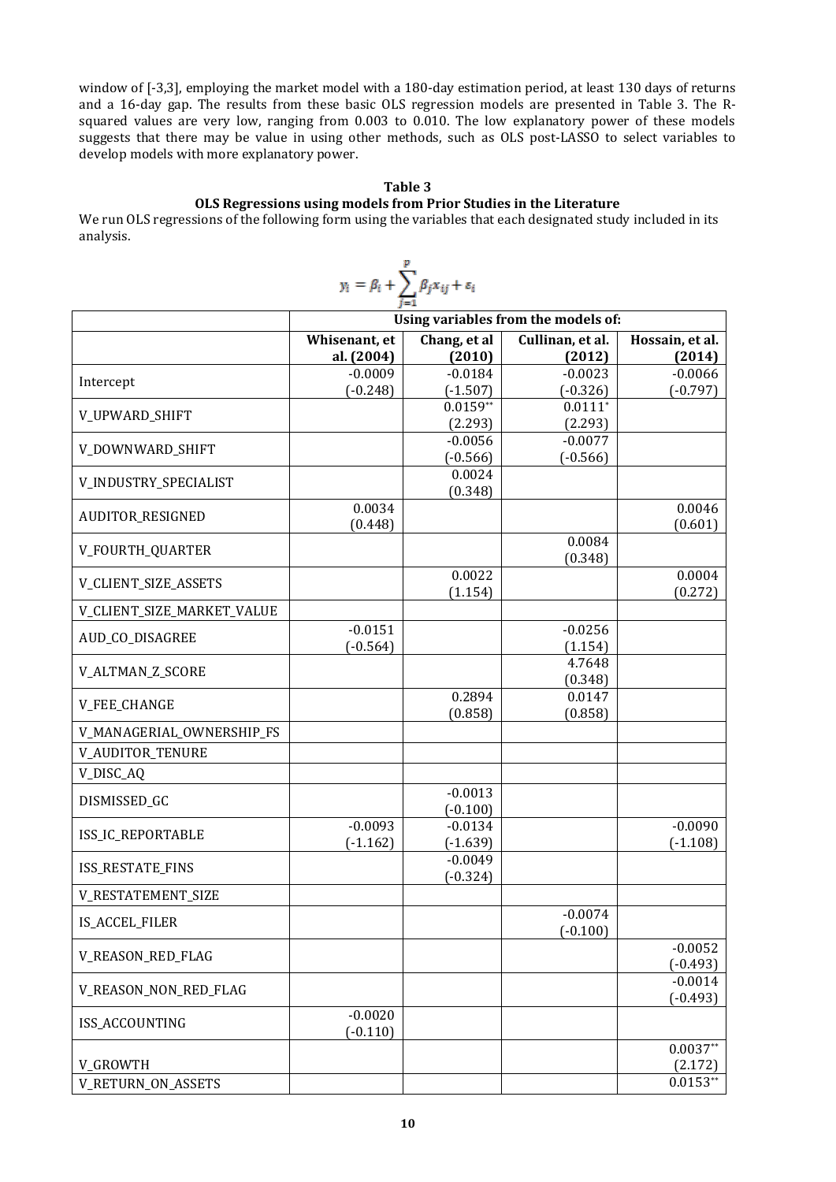window of [-3,3], employing the market model with a 180-day estimation period, at least 130 days of returns and a 16-day gap. The results from these basic OLS regression models are presented in Table 3. The R-squared values are very low, ranging from 0.003 to 0.010. The low explanatory power of these models suggests that there may be value in using other methods, such as OLS post-LASSO to select variables to develop models with more explanatory power.

**Table 3**

**OLS Regressions using models from Prior Studies in the Literature**

We run OLS regressions of the following form using the variables that each designated study included in its analysis.

$$y_i = \beta_i + \sum_{j=1}^{p} \beta_j x_{ij} + \varepsilon_i$$

| | Using variables from the models of: | | | |
|---|---|---|---|---|
| | Whisenant, et al. (2004) | Chang, et al (2010) | Cullinan, et al. (2012) | Hossain, et al. (2014) |
| Intercept | -0.0009<br>(-0.248) | -0.0184<br>(-1.507) | -0.0023<br>(-0.326) | -0.0066<br>(-0.797) |
| V_UPWARD_SHIFT | | 0.0159**<br>(2.293) | 0.0111*<br>(2.293) | |
| V_DOWNWARD_SHIFT | | -0.0056<br>(-0.566) | -0.0077<br>(-0.566) | |
| V_INDUSTRY_SPECIALIST | | 0.0024<br>(0.348) | | |
| AUDITOR_RESIGNED | 0.0034<br>(0.448) | | | 0.0046<br>(0.601) |
| V_FOURTH_QUARTER | | | 0.0084<br>(0.348) | |
| V_CLIENT_SIZE_ASSETS | | 0.0022<br>(1.154) | | 0.0004<br>(0.272) |
| V_CLIENT_SIZE_MARKET_VALUE | | | | |
| AUD_CO_DISAGREE | -0.0151<br>(-0.564) | | -0.0256<br>(1.154) | |
| V_ALTMAN_Z_SCORE | | | 4.7648<br>(0.348) | |
| V_FEE_CHANGE | | 0.2894<br>(0.858) | 0.0147<br>(0.858) | |
| V_MANAGERIAL_OWNERSHIP_FS | | | | |
| V_AUDITOR_TENURE | | | | |
| V_DISC_AQ | | | | |
| DISMISSED_GC | | -0.0013<br>(-0.100) | | |
| ISS_IC_REPORTABLE | -0.0093<br>(-1.162) | -0.0134<br>(-1.639) | | -0.0090<br>(-1.108) |
| ISS_RESTATE_FINS | | -0.0049<br>(-0.324) | | |
| V_RESTATEMENT_SIZE | | | | |
| IS_ACCEL_FILER | | | -0.0074<br>(-0.100) | |
| V_REASON_RED_FLAG | | | | -0.0052<br>(-0.493) |
| V_REASON_NON_RED_FLAG | | | | -0.0014<br>(-0.493) |
| ISS_ACCOUNTING | -0.0020<br>(-0.110) | | | |
| V_GROWTH | | | | 0.0037**<br>(2.172) |
| V_RETURN_ON_ASSETS | | | | 0.0153** |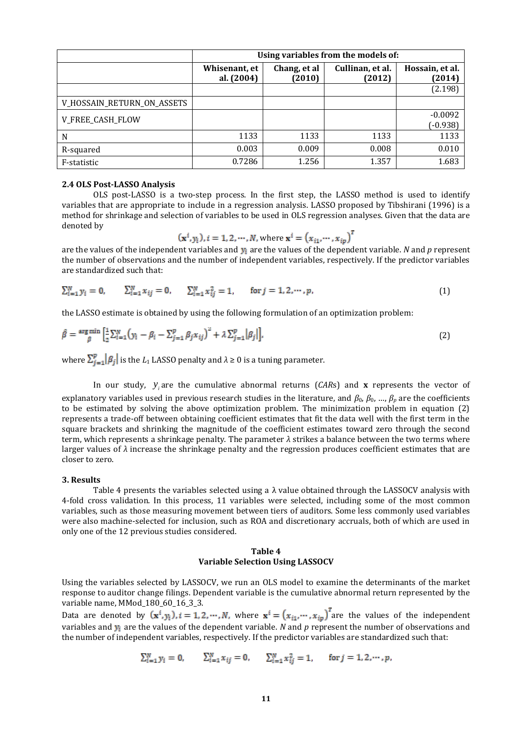| | Using variables from the models of: | | | |
|---|---|---|---|---|
| | Whisenant, et al. (2004) | Chang, et al (2010) | Cullinan, et al. (2012) | Hossain, et al. (2014) |
| | | | | (2.198) |
| V_HOSSAIN_RETURN_ON_ASSETS | | | | |
| V_FREE_CASH_FLOW | | | | -0.0092 (-0.938) |
| N | 1133 | 1133 | 1133 | 1133 |
| R-squared | 0.003 | 0.009 | 0.008 | 0.010 |
| F-statistic | 0.7286 | 1.256 | 1.357 | 1.683 |

### 2.4 OLS Post-LASSO Analysis

OLS post-LASSO is a two-step process. In the first step, the LASSO method is used to identify variables that are appropriate to include in a regression analysis. LASSO proposed by Tibshirani (1996) is a method for shrinkage and selection of variables to be used in OLS regression analyses. Given that the data are denoted by

$$(\mathbf{x}^i, y_i), i = 1, 2, \cdots, N, \text{ where } \mathbf{x}^i = (x_{i1}, \cdots, x_{ip})^T$$

are the values of the independent variables and $y_i$ are the values of the dependent variable. $N$ and $p$ represent the number of observations and the number of independent variables, respectively. If the predictor variables are standardized such that:

$$\sum_{i=1}^{N} y_i = 0, \qquad \sum_{i=1}^{N} x_{ij} = 0, \qquad \sum_{i=1}^{N} x_{ij}^2 = 1, \qquad \text{for } j = 1, 2, \cdots, p, \tag{1}$$

the LASSO estimate is obtained by using the following formulation of an optimization problem:

$$\hat{\beta} = \underset{\beta}{\arg\min} \left[ \frac{1}{2} \sum_{i=1}^{N} \left( y_i - \beta_i - \sum_{j=1}^{p} \beta_j x_{ij} \right)^2 + \lambda \sum_{j=1}^{p} |\beta_j| \right], \tag{2}$$

where $\sum_{j=1}^{p} |\beta_j|$ is the $L_1$ LASSO penalty and $\lambda \geq 0$ is a tuning parameter.

In our study, $y_i$ are the cumulative abnormal returns (*CAR*s) and **x** represents the vector of explanatory variables used in previous research studies in the literature, and $\beta_0$, $\beta_0$, …, $\beta_p$ are the coefficients to be estimated by solving the above optimization problem. The minimization problem in equation (2) represents a trade-off between obtaining coefficient estimates that fit the data well with the first term in the square brackets and shrinking the magnitude of the coefficient estimates toward zero through the second term, which represents a shrinkage penalty. The parameter $\lambda$ strikes a balance between the two terms where larger values of $\lambda$ increase the shrinkage penalty and the regression produces coefficient estimates that are closer to zero.

### 3. Results

Table 4 presents the variables selected using a λ value obtained through the LASSOCV analysis with 4-fold cross validation. In this process, 11 variables were selected, including some of the most common variables, such as those measuring movement between tiers of auditors. Some less commonly used variables were also machine-selected for inclusion, such as ROA and discretionary accruals, both of which are used in only one of the 12 previous studies considered.

**Table 4**
**Variable Selection Using LASSOCV**

Using the variables selected by LASSOCV, we run an OLS model to examine the determinants of the market response to auditor change filings. Dependent variable is the cumulative abnormal return represented by the variable name, MMod_180_60_16_3_3.

Data are denoted by $(\mathbf{x}^i, y_i), i = 1, 2, \cdots, N,$ where $\mathbf{x}^i = (x_{i1}, \cdots, x_{ip})^T$ are the values of the independent variables and $y_i$ are the values of the dependent variable. $N$ and $p$ represent the number of observations and the number of independent variables, respectively. If the predictor variables are standardized such that:

$$\sum_{i=1}^{N} y_i = 0, \qquad \sum_{i=1}^{N} x_{ij} = 0, \qquad \sum_{i=1}^{N} x_{ij}^2 = 1, \qquad \text{for } j = 1, 2, \cdots, p,$$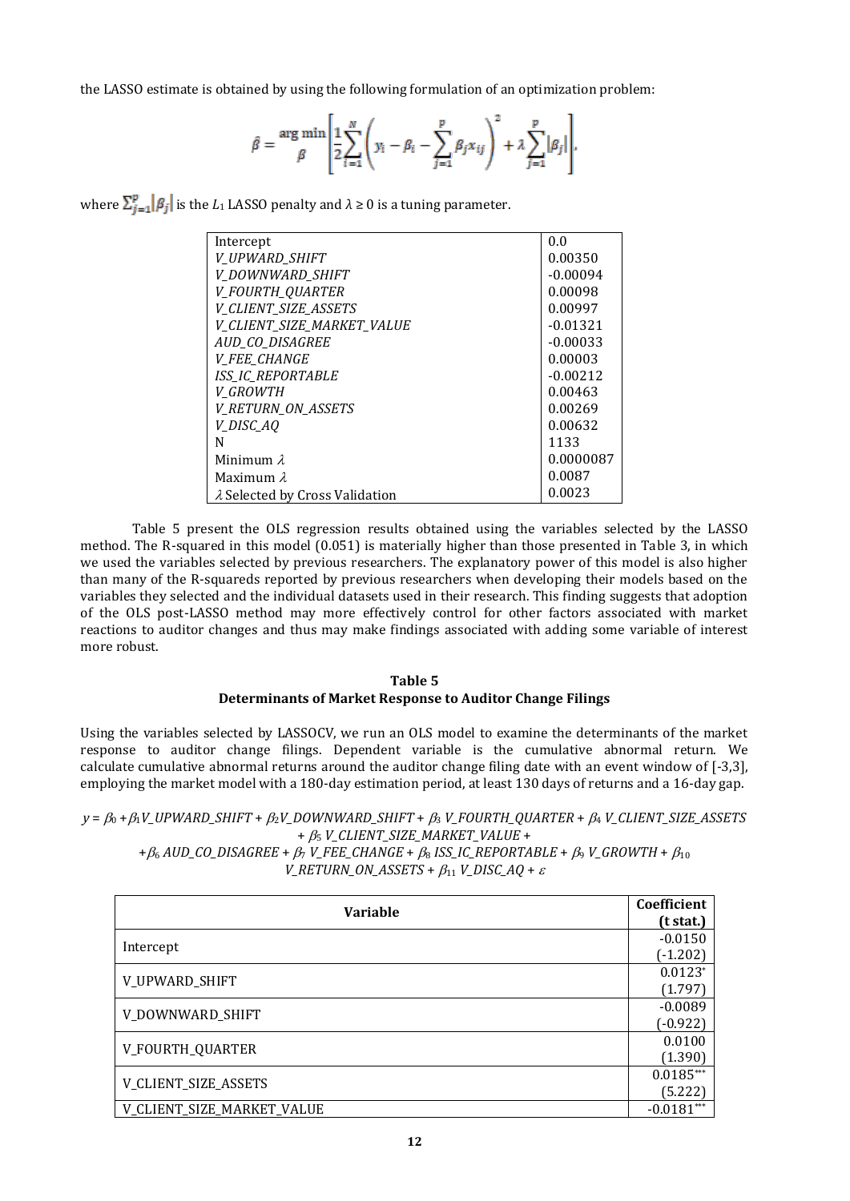the LASSO estimate is obtained by using the following formulation of an optimization problem:

$$\hat{\beta} = \underset{\beta}{\arg\min}\left[\frac{1}{2}\sum_{i=1}^{N}\left(y_i - \beta_i - \sum_{j=1}^{p}\beta_j x_{ij}\right)^2 + \lambda\sum_{j=1}^{p}|\beta_j|\right],$$

where $\sum_{j=1}^{p}|\beta_j|$ is the $L_1$ LASSO penalty and $\lambda \geq 0$ is a tuning parameter.

| | |
|---|---|
| Intercept | 0.0 |
| *V_UPWARD_SHIFT* | 0.00350 |
| *V_DOWNWARD_SHIFT* | -0.00094 |
| *V_FOURTH_QUARTER* | 0.00098 |
| *V_CLIENT_SIZE_ASSETS* | 0.00997 |
| *V_CLIENT_SIZE_MARKET_VALUE* | -0.01321 |
| *AUD_CO_DISAGREE* | -0.00033 |
| *V_FEE_CHANGE* | 0.00003 |
| *ISS_IC_REPORTABLE* | -0.00212 |
| *V_GROWTH* | 0.00463 |
| *V_RETURN_ON_ASSETS* | 0.00269 |
| *V_DISC_AQ* | 0.00632 |
| N | 1133 |
| Minimum $\lambda$ | 0.0000087 |
| Maximum $\lambda$ | 0.0087 |
| $\lambda$ Selected by Cross Validation | 0.0023 |

Table 5 present the OLS regression results obtained using the variables selected by the LASSO method. The R-squared in this model (0.051) is materially higher than those presented in Table 3, in which we used the variables selected by previous researchers. The explanatory power of this model is also higher than many of the R-squareds reported by previous researchers when developing their models based on the variables they selected and the individual datasets used in their research. This finding suggests that adoption of the OLS post-LASSO method may more effectively control for other factors associated with market reactions to auditor changes and thus may make findings associated with adding some variable of interest more robust.

**Table 5**
**Determinants of Market Response to Auditor Change Filings**

Using the variables selected by LASSOCV, we run an OLS model to examine the determinants of the market response to auditor change filings. Dependent variable is the cumulative abnormal return. We calculate cumulative abnormal returns around the auditor change filing date with an event window of [-3,3], employing the market model with a 180-day estimation period, at least 130 days of returns and a 16-day gap.

$$y = \beta_0 + \beta_1 V\_UPWARD\_SHIFT + \beta_2 V\_DOWNWARD\_SHIFT + \beta_3\ V\_FOURTH\_QUARTER + \beta_4\ V\_CLIENT\_SIZE\_ASSETS + \beta_5\ V\_CLIENT\_SIZE\_MARKET\_VALUE + \beta_6\ AUD\_CO\_DISAGREE + \beta_7\ V\_FEE\_CHANGE + \beta_8\ ISS\_IC\_REPORTABLE + \beta_9\ V\_GROWTH + \beta_{10}\ V\_RETURN\_ON\_ASSETS + \beta_{11}\ V\_DISC\_AQ + \varepsilon$$

| **Variable** | **Coefficient (t stat.)** |
|---|---|
| Intercept | -0.0150 (-1.202) |
| V_UPWARD_SHIFT | 0.0123* (1.797) |
| V_DOWNWARD_SHIFT | -0.0089 (-0.922) |
| V_FOURTH_QUARTER | 0.0100 (1.390) |
| V_CLIENT_SIZE_ASSETS | 0.0185*** (5.222) |
| V_CLIENT_SIZE_MARKET_VALUE | -0.0181*** |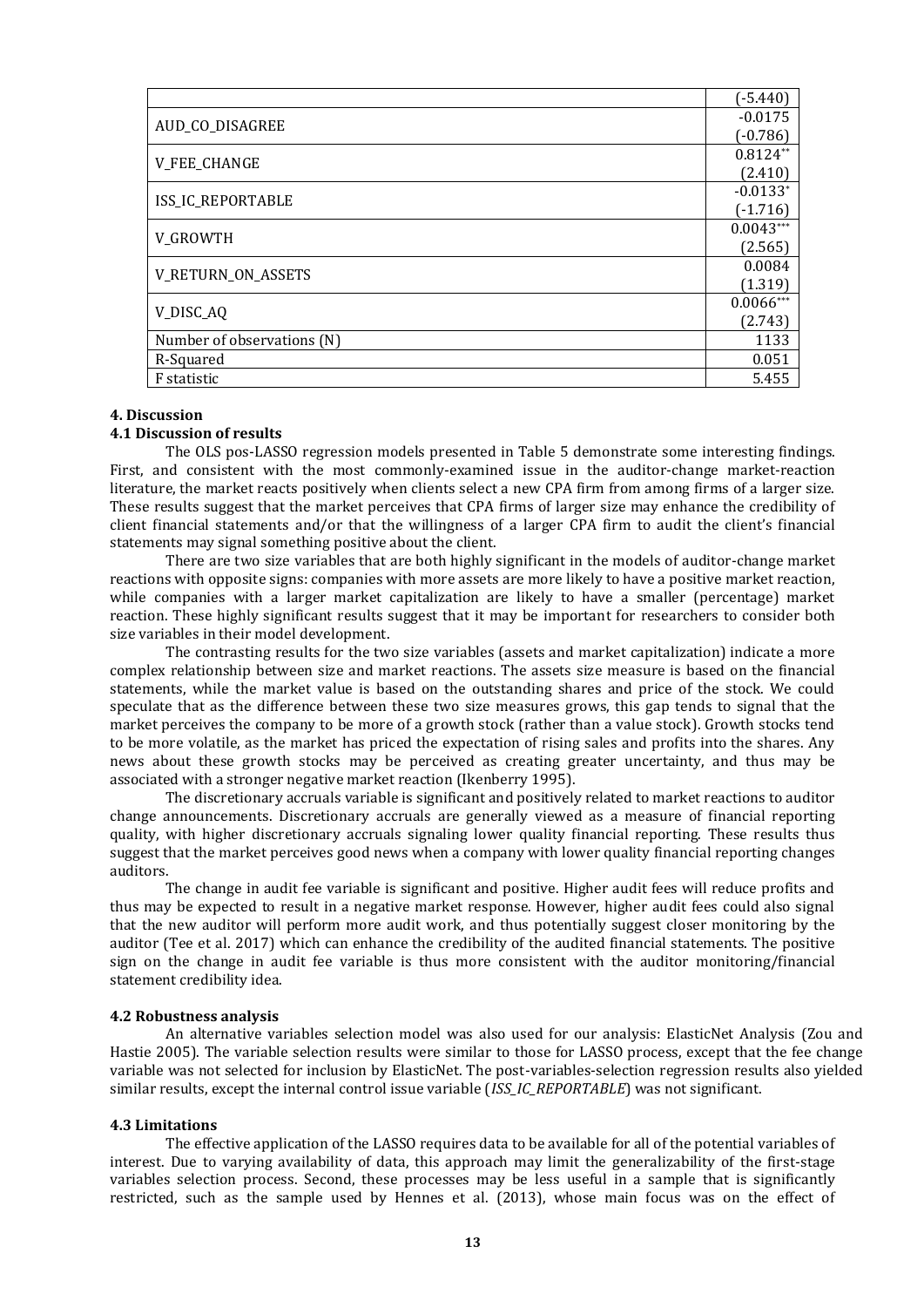| | |
|---|---|
| | (-5.440) |
| AUD_CO_DISAGREE | -0.0175 (-0.786) |
| V_FEE_CHANGE | 0.8124** (2.410) |
| ISS_IC_REPORTABLE | -0.0133* (-1.716) |
| V_GROWTH | 0.0043*** (2.565) |
| V_RETURN_ON_ASSETS | 0.0084 (1.319) |
| V_DISC_AQ | 0.0066*** (2.743) |
| Number of observations (N) | 1133 |
| R-Squared | 0.051 |
| F statistic | 5.455 |

## 4. Discussion

### 4.1 Discussion of results

The OLS pos-LASSO regression models presented in Table 5 demonstrate some interesting findings. First, and consistent with the most commonly-examined issue in the auditor-change market-reaction literature, the market reacts positively when clients select a new CPA firm from among firms of a larger size. These results suggest that the market perceives that CPA firms of larger size may enhance the credibility of client financial statements and/or that the willingness of a larger CPA firm to audit the client's financial statements may signal something positive about the client.

There are two size variables that are both highly significant in the models of auditor-change market reactions with opposite signs: companies with more assets are more likely to have a positive market reaction, while companies with a larger market capitalization are likely to have a smaller (percentage) market reaction. These highly significant results suggest that it may be important for researchers to consider both size variables in their model development.

The contrasting results for the two size variables (assets and market capitalization) indicate a more complex relationship between size and market reactions. The assets size measure is based on the financial statements, while the market value is based on the outstanding shares and price of the stock. We could speculate that as the difference between these two size measures grows, this gap tends to signal that the market perceives the company to be more of a growth stock (rather than a value stock). Growth stocks tend to be more volatile, as the market has priced the expectation of rising sales and profits into the shares. Any news about these growth stocks may be perceived as creating greater uncertainty, and thus may be associated with a stronger negative market reaction (Ikenberry 1995).

The discretionary accruals variable is significant and positively related to market reactions to auditor change announcements. Discretionary accruals are generally viewed as a measure of financial reporting quality, with higher discretionary accruals signaling lower quality financial reporting. These results thus suggest that the market perceives good news when a company with lower quality financial reporting changes auditors.

The change in audit fee variable is significant and positive. Higher audit fees will reduce profits and thus may be expected to result in a negative market response. However, higher audit fees could also signal that the new auditor will perform more audit work, and thus potentially suggest closer monitoring by the auditor (Tee et al. 2017) which can enhance the credibility of the audited financial statements. The positive sign on the change in audit fee variable is thus more consistent with the auditor monitoring/financial statement credibility idea.

### 4.2 Robustness analysis

An alternative variables selection model was also used for our analysis: ElasticNet Analysis (Zou and Hastie 2005). The variable selection results were similar to those for LASSO process, except that the fee change variable was not selected for inclusion by ElasticNet. The post-variables-selection regression results also yielded similar results, except the internal control issue variable (*ISS_IC_REPORTABLE*) was not significant.

### 4.3 Limitations

The effective application of the LASSO requires data to be available for all of the potential variables of interest. Due to varying availability of data, this approach may limit the generalizability of the first-stage variables selection process. Second, these processes may be less useful in a sample that is significantly restricted, such as the sample used by Hennes et al. (2013), whose main focus was on the effect of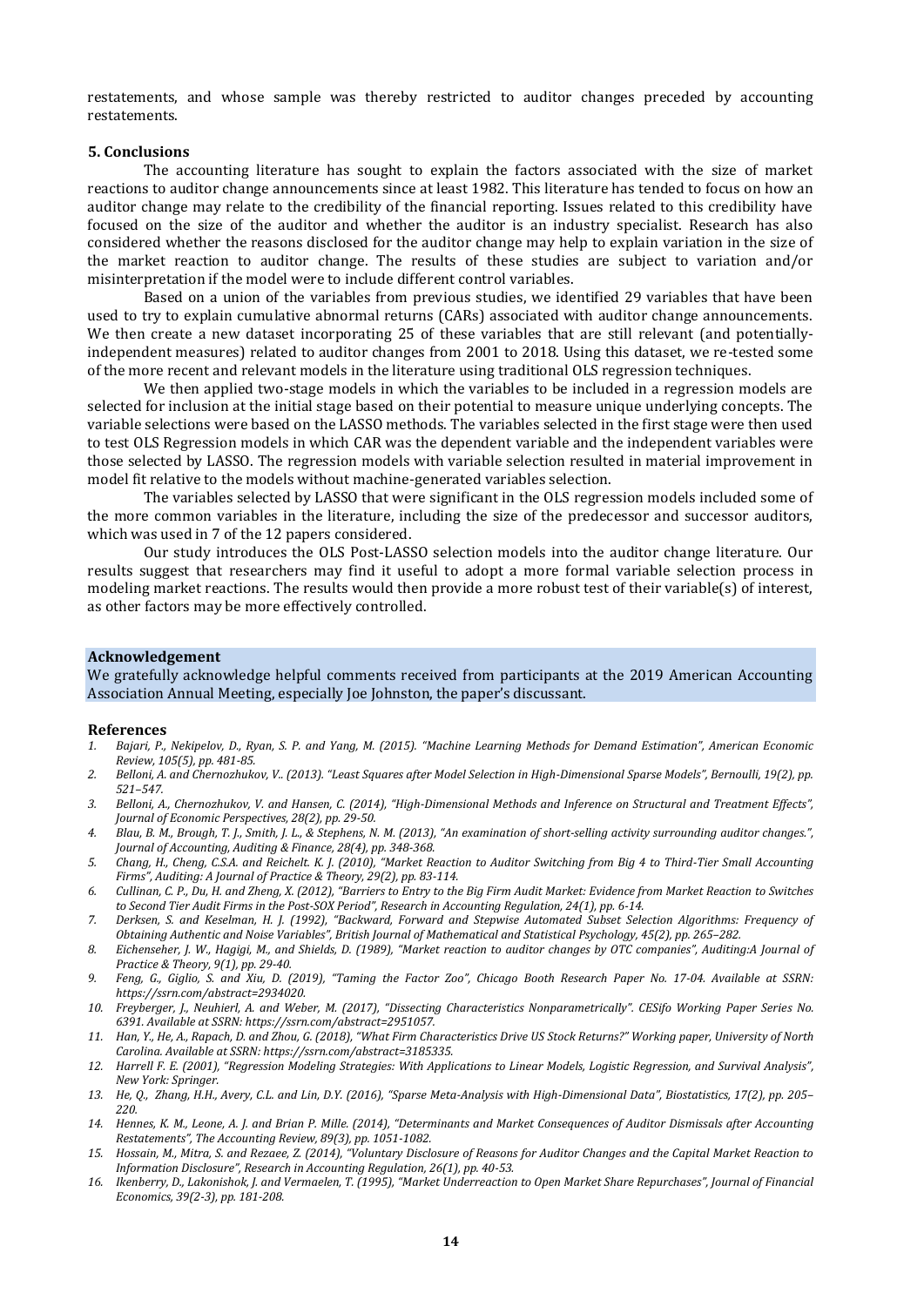restatements, and whose sample was thereby restricted to auditor changes preceded by accounting restatements.

## 5. Conclusions

The accounting literature has sought to explain the factors associated with the size of market reactions to auditor change announcements since at least 1982. This literature has tended to focus on how an auditor change may relate to the credibility of the financial reporting. Issues related to this credibility have focused on the size of the auditor and whether the auditor is an industry specialist. Research has also considered whether the reasons disclosed for the auditor change may help to explain variation in the size of the market reaction to auditor change. The results of these studies are subject to variation and/or misinterpretation if the model were to include different control variables.

Based on a union of the variables from previous studies, we identified 29 variables that have been used to try to explain cumulative abnormal returns (CARs) associated with auditor change announcements. We then create a new dataset incorporating 25 of these variables that are still relevant (and potentially-independent measures) related to auditor changes from 2001 to 2018. Using this dataset, we re-tested some of the more recent and relevant models in the literature using traditional OLS regression techniques.

We then applied two-stage models in which the variables to be included in a regression models are selected for inclusion at the initial stage based on their potential to measure unique underlying concepts. The variable selections were based on the LASSO methods. The variables selected in the first stage were then used to test OLS Regression models in which CAR was the dependent variable and the independent variables were those selected by LASSO. The regression models with variable selection resulted in material improvement in model fit relative to the models without machine-generated variables selection.

The variables selected by LASSO that were significant in the OLS regression models included some of the more common variables in the literature, including the size of the predecessor and successor auditors, which was used in 7 of the 12 papers considered.

Our study introduces the OLS Post-LASSO selection models into the auditor change literature. Our results suggest that researchers may find it useful to adopt a more formal variable selection process in modeling market reactions. The results would then provide a more robust test of their variable(s) of interest, as other factors may be more effectively controlled.

## Acknowledgement

We gratefully acknowledge helpful comments received from participants at the 2019 American Accounting Association Annual Meeting, especially Joe Johnston, the paper's discussant.

## References

1. *Bajari, P., Nekipelov, D., Ryan, S. P. and Yang, M. (2015). "Machine Learning Methods for Demand Estimation", American Economic Review, 105(5), pp. 481-85.*
2. *Belloni, A. and Chernozhukov, V.. (2013). "Least Squares after Model Selection in High-Dimensional Sparse Models", Bernoulli, 19(2), pp. 521–547.*
3. *Belloni, A., Chernozhukov, V. and Hansen, C. (2014), "High-Dimensional Methods and Inference on Structural and Treatment Effects", Journal of Economic Perspectives, 28(2), pp. 29-50.*
4. *Blau, B. M., Brough, T. J., Smith, J. L., & Stephens, N. M. (2013), "An examination of short-selling activity surrounding auditor changes.", Journal of Accounting, Auditing & Finance, 28(4), pp. 348-368.*
5. *Chang, H., Cheng, C.S.A. and Reichelt. K. J. (2010), "Market Reaction to Auditor Switching from Big 4 to Third-Tier Small Accounting Firms", Auditing: A Journal of Practice & Theory, 29(2), pp. 83-114.*
6. *Cullinan, C. P., Du, H. and Zheng, X. (2012), "Barriers to Entry to the Big Firm Audit Market: Evidence from Market Reaction to Switches to Second Tier Audit Firms in the Post-SOX Period", Research in Accounting Regulation, 24(1), pp. 6-14.*
7. *Derksen, S. and Keselman, H. J. (1992), "Backward, Forward and Stepwise Automated Subset Selection Algorithms: Frequency of Obtaining Authentic and Noise Variables", British Journal of Mathematical and Statistical Psychology, 45(2), pp. 265–282.*
8. *Eichenseher, J. W., Hagigi, M., and Shields, D. (1989), "Market reaction to auditor changes by OTC companies", Auditing:A Journal of Practice & Theory, 9(1), pp. 29-40.*
9. *Feng, G., Giglio, S. and Xiu, D. (2019), "Taming the Factor Zoo", Chicago Booth Research Paper No. 17-04. Available at SSRN: https://ssrn.com/abstract=2934020.*
10. *Freyberger, J., Neuhierl, A. and Weber, M. (2017), "Dissecting Characteristics Nonparametrically". CESifo Working Paper Series No. 6391. Available at SSRN: https://ssrn.com/abstract=2951057.*
11. *Han, Y., He, A., Rapach, D. and Zhou, G. (2018), "What Firm Characteristics Drive US Stock Returns?" Working paper, University of North Carolina. Available at SSRN: https://ssrn.com/abstract=3185335.*
12. *Harrell F. E. (2001), "Regression Modeling Strategies: With Applications to Linear Models, Logistic Regression, and Survival Analysis", New York: Springer.*
13. *He, Q., Zhang, H.H., Avery, C.L. and Lin, D.Y. (2016), "Sparse Meta-Analysis with High-Dimensional Data", Biostatistics, 17(2), pp. 205–220.*
14. *Hennes, K. M., Leone, A. J. and Brian P. Mille. (2014), "Determinants and Market Consequences of Auditor Dismissals after Accounting Restatements", The Accounting Review, 89(3), pp. 1051-1082.*
15. *Hossain, M., Mitra, S. and Rezaee, Z. (2014), "Voluntary Disclosure of Reasons for Auditor Changes and the Capital Market Reaction to Information Disclosure", Research in Accounting Regulation, 26(1), pp. 40-53.*
16. *Ikenberry, D., Lakonishok, J. and Vermaelen, T. (1995), "Market Underreaction to Open Market Share Repurchases", Journal of Financial Economics, 39(2-3), pp. 181-208.*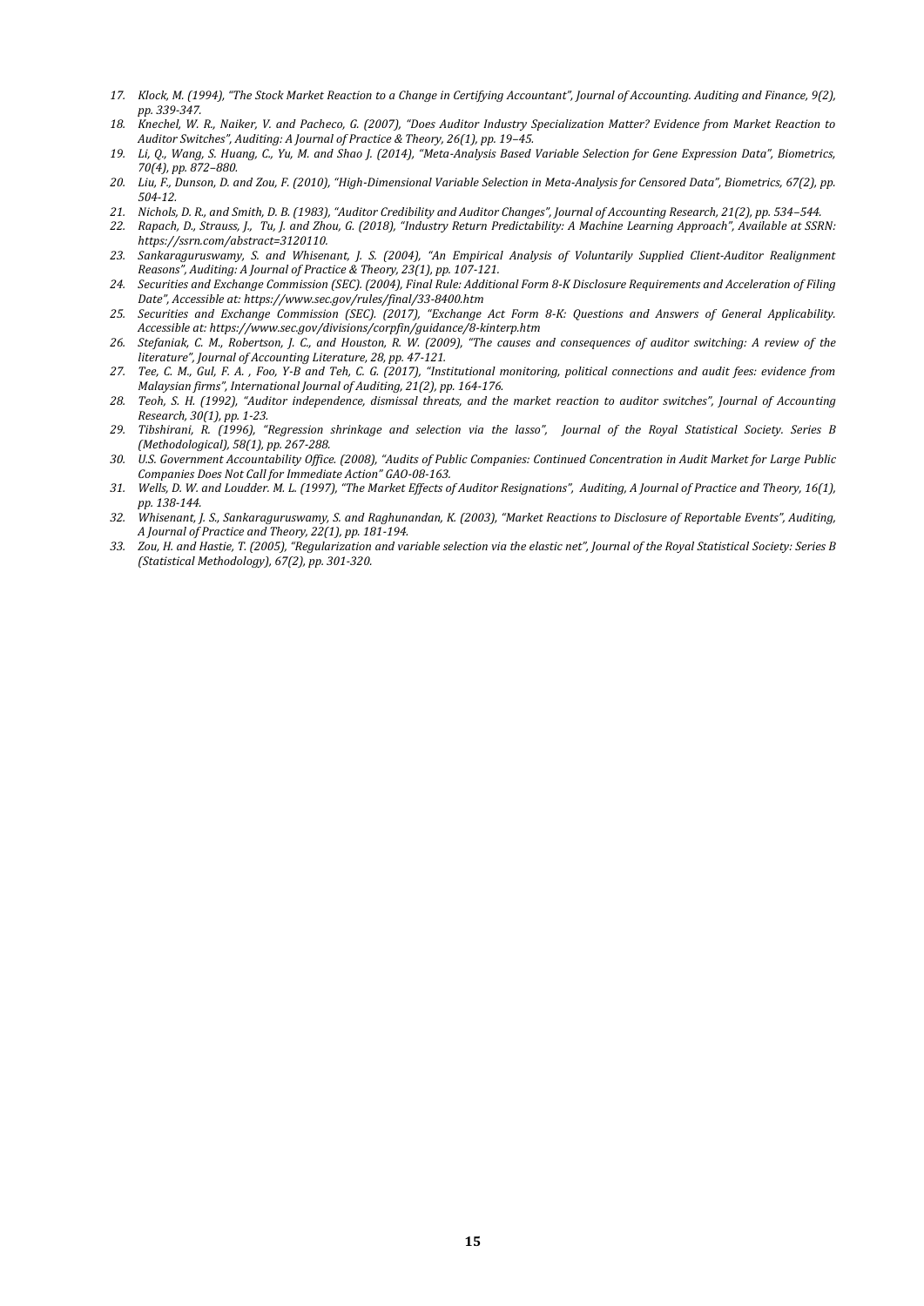17. *Klock, M. (1994), "The Stock Market Reaction to a Change in Certifying Accountant", Journal of Accounting. Auditing and Finance, 9(2), pp. 339-347.*
18. *Knechel, W. R., Naiker, V. and Pacheco, G. (2007), "Does Auditor Industry Specialization Matter? Evidence from Market Reaction to Auditor Switches", Auditing: A Journal of Practice & Theory, 26(1), pp. 19–45.*
19. *Li, Q., Wang, S. Huang, C., Yu, M. and Shao J. (2014), "Meta-Analysis Based Variable Selection for Gene Expression Data", Biometrics, 70(4), pp. 872–880.*
20. *Liu, F., Dunson, D. and Zou, F. (2010), "High-Dimensional Variable Selection in Meta-Analysis for Censored Data", Biometrics, 67(2), pp. 504-12.*
21. *Nichols, D. R., and Smith, D. B. (1983), "Auditor Credibility and Auditor Changes", Journal of Accounting Research, 21(2), pp. 534–544.*
22. *Rapach, D., Strauss, J., Tu, J. and Zhou, G. (2018), "Industry Return Predictability: A Machine Learning Approach", Available at SSRN: https://ssrn.com/abstract=3120110.*
23. *Sankaraguruswamy, S. and Whisenant, J. S. (2004), "An Empirical Analysis of Voluntarily Supplied Client-Auditor Realignment Reasons", Auditing: A Journal of Practice & Theory, 23(1), pp. 107-121.*
24. *Securities and Exchange Commission (SEC). (2004), Final Rule: Additional Form 8-K Disclosure Requirements and Acceleration of Filing Date", Accessible at: https://www.sec.gov/rules/final/33-8400.htm*
25. *Securities and Exchange Commission (SEC). (2017), "Exchange Act Form 8-K: Questions and Answers of General Applicability. Accessible at: https://www.sec.gov/divisions/corpfin/guidance/8-kinterp.htm*
26. *Stefaniak, C. M., Robertson, J. C., and Houston, R. W. (2009), "The causes and consequences of auditor switching: A review of the literature", Journal of Accounting Literature, 28, pp. 47-121.*
27. *Tee, C. M., Gul, F. A. , Foo, Y-B and Teh, C. G. (2017), "Institutional monitoring, political connections and audit fees: evidence from Malaysian firms", International Journal of Auditing, 21(2), pp. 164-176.*
28. *Teoh, S. H. (1992), "Auditor independence, dismissal threats, and the market reaction to auditor switches", Journal of Accounting Research, 30(1), pp. 1-23.*
29. *Tibshirani, R. (1996), "Regression shrinkage and selection via the lasso", Journal of the Royal Statistical Society. Series B (Methodological), 58(1), pp. 267-288.*
30. *U.S. Government Accountability Office. (2008), "Audits of Public Companies: Continued Concentration in Audit Market for Large Public Companies Does Not Call for Immediate Action" GAO-08-163.*
31. *Wells, D. W. and Loudder. M. L. (1997), "The Market Effects of Auditor Resignations", Auditing, A Journal of Practice and Theory, 16(1), pp. 138-144.*
32. *Whisenant, J. S., Sankaraguruswamy, S. and Raghunandan, K. (2003), "Market Reactions to Disclosure of Reportable Events", Auditing, A Journal of Practice and Theory, 22(1), pp. 181-194.*
33. *Zou, H. and Hastie, T. (2005), "Regularization and variable selection via the elastic net", Journal of the Royal Statistical Society: Series B (Statistical Methodology), 67(2), pp. 301-320.*